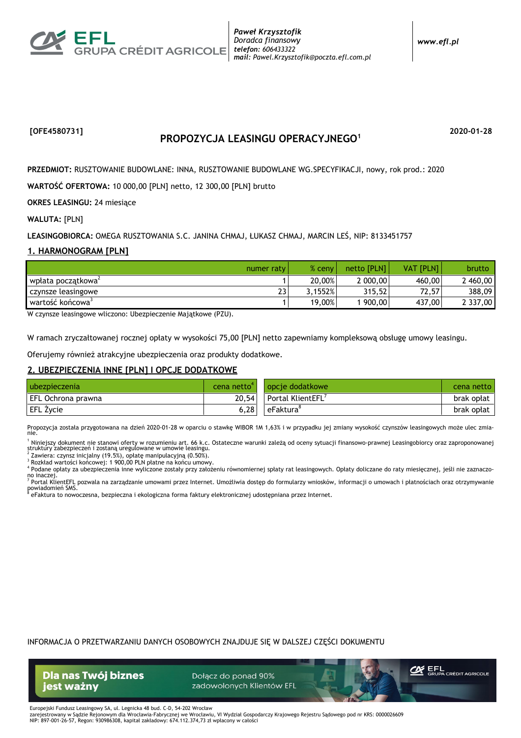EFL GRUPA CRÉDIT AGRICOLE

*Paweł Krzysztofik*
*Doradca finansowy*
*telefon: 606433322*
*mail: Pawel.Krzysztofik@poczta.efl.com.pl*

*www.efl.pl*

**[OFE4580731]** **2020-01-28**

# PROPOZYCJA LEASINGU OPERACYJNEGO[1]

**PRZEDMIOT:** RUSZTOWANIE BUDOWLANE: INNA, RUSZTOWANIE BUDOWLANE WG.SPECYFIKACJI, nowy, rok prod.: 2020

**WARTOŚĆ OFERTOWA:** 10 000,00 [PLN] netto, 12 300,00 [PLN] brutto

**OKRES LEASINGU:** 24 miesiące

**WALUTA:** [PLN]

**LEASINGOBIORCA:** OMEGA RUSZTOWANIA S.C. JANINA CHMAJ, ŁUKASZ CHMAJ, MARCIN LEŚ, NIP: 8133451757

## 1. HARMONOGRAM [PLN]

| | numer raty | % ceny | netto [PLN] | VAT [PLN] | brutto |
|---|---|---|---|---|---|
| wpłata początkowa[2] | 1 | 20,00% | 2 000,00 | 460,00 | 2 460,00 |
| czynsze leasingowe | 23 | 3,1552% | 315,52 | 72,57 | 388,09 |
| wartość końcowa[3] | 1 | 19,00% | 1 900,00 | 437,00 | 2 337,00 |

W czynsze leasingowe wliczono: Ubezpieczenie Majątkowe (PZU).

W ramach zryczałtowanej rocznej opłaty w wysokości 75,00 [PLN] netto zapewniamy kompleksową obsługę umowy leasingu.

Oferujemy również atrakcyjne ubezpieczenia oraz produkty dodatkowe.

## 2. UBEZPIECZENIA INNE [PLN] I OPCJE DODATKOWE

| ubezpieczenia | cena netto[4] |
|---|---|
| EFL Ochrona prawna | 20,54 |
| EFL Życie | 6,28 |

| opcje dodatkowe | cena netto |
|---|---|
| Portal KlientEFL[7] | brak opłat |
| eFaktura[8] | brak opłat |

Propozycja została przygotowana na dzień 2020-01-28 w oparciu o stawkę WIBOR 1M 1,63% i w przypadku jej zmiany wysokość czynszów leasingowych może ulec zmianie.

[1] Niniejszy dokument nie stanowi oferty w rozumieniu art. 66 k.c. Ostateczne warunki zależą od oceny sytuacji finansowo-prawnej Leasingobiorcy oraz zaproponowanej struktury zabezpieczeń i zostaną uregulowane w umowie leasingu.
[2] Zawiera: czynsz inicjalny (19.5%), opłatę manipulacyjną (0.50%).
[3] Rozkład wartości końcowej: 1 900,00 PLN płatne na końcu umowy.
[4] Podane opłaty za ubezpieczenia inne wyliczone zostały przy założeniu równomiernej spłaty rat leasingowych. Opłaty doliczane do raty miesięcznej, jeśli nie zaznaczono inaczej.
[7] Portal KlientEFL pozwala na zarządzanie umowami przez Internet. Umożliwia dostęp do formularzy wniosków, informacji o umowach i płatnościach oraz otrzymywanie powiadomień SMS.
[8] eFaktura to nowoczesna, bezpieczna i ekologiczna forma faktury elektronicznej udostępniana przez Internet.

INFORMACJA O PRZETWARZANIU DANYCH OSOBOWYCH ZNAJDUJE SIĘ W DALSZEJ CZĘŚCI DOKUMENTU

**Dla nas Twój biznes jest ważny**

Dołącz do ponad 90% zadowolonych Klientów EFL

Europejski Fundusz Leasingowy SA, ul. Legnicka 48 bud. C-D, 54-202 Wrocław
zarejestrowany w Sądzie Rejonowym dla Wrocławia-Fabrycznej we Wrocławiu, VI Wydział Gospodarczy Krajowego Rejestru Sądowego pod nr KRS: 0000026609
NIP: 897-001-26-57, Regon: 930986308, kapitał zakładowy: 674.112.374,73 zł wpłacony w całości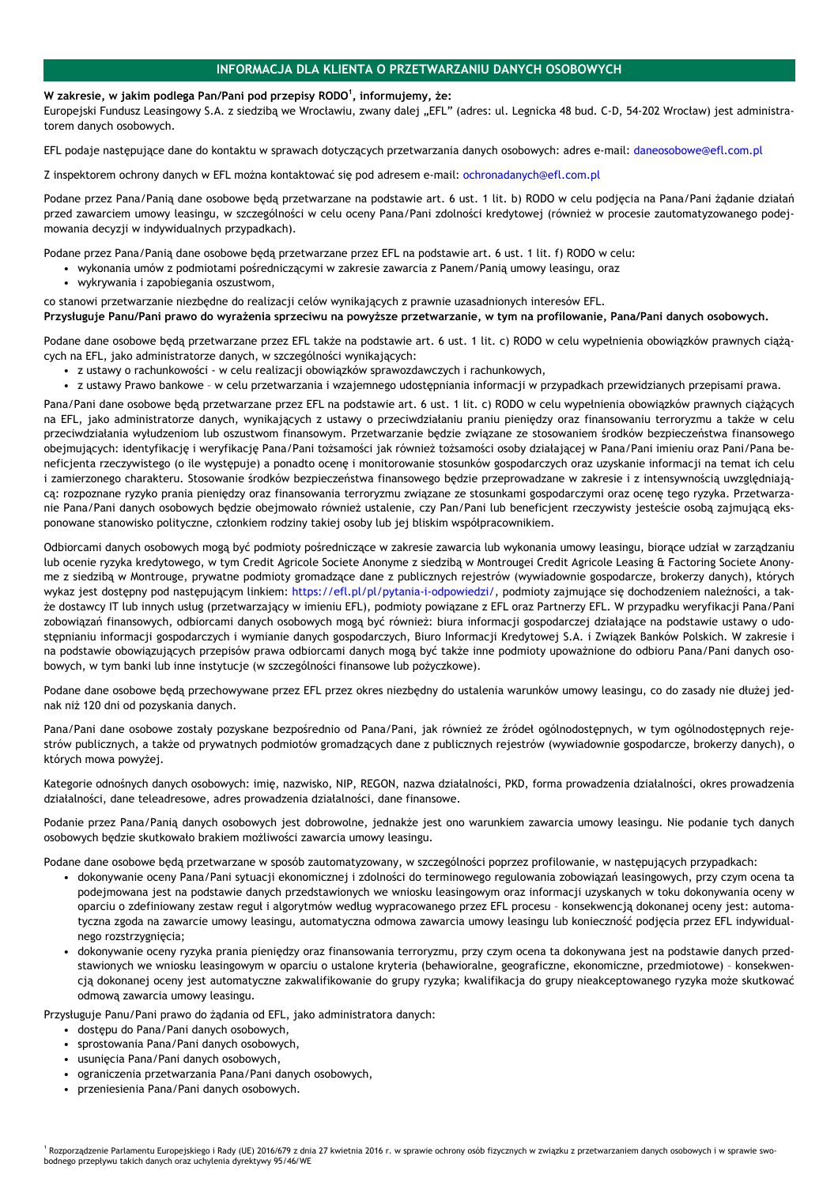## INFORMACJA DLA KLIENTA O PRZETWARZANIU DANYCH OSOBOWYCH

**W zakresie, w jakim podlega Pan/Pani pod przepisy RODO[1], informujemy, że:**
Europejski Fundusz Leasingowy S.A. z siedzibą we Wrocławiu, zwany dalej „EFL" (adres: ul. Legnicka 48 bud. C-D, 54-202 Wrocław) jest administratorem danych osobowych.

EFL podaje następujące dane do kontaktu w sprawach dotyczących przetwarzania danych osobowych: adres e-mail: daneosobowe@efl.com.pl

Z inspektorem ochrony danych w EFL można kontaktować się pod adresem e-mail: ochronadanych@efl.com.pl

Podane przez Pana/Panią dane osobowe będą przetwarzane na podstawie art. 6 ust. 1 lit. b) RODO w celu podjęcia na Pana/Pani żądanie działań przed zawarciem umowy leasingu, w szczególności w celu oceny Pana/Pani zdolności kredytowej (również w procesie zautomatyzowanego podejmowania decyzji w indywidualnych przypadkach).

Podane przez Pana/Panią dane osobowe będą przetwarzane przez EFL na podstawie art. 6 ust. 1 lit. f) RODO w celu:

- wykonania umów z podmiotami pośredniczącymi w zakresie zawarcia z Panem/Panią umowy leasingu, oraz
- wykrywania i zapobiegania oszustwom,

co stanowi przetwarzanie niezbędne do realizacji celów wynikających z prawnie uzasadnionych interesów EFL.
**Przysługuje Panu/Pani prawo do wyrażenia sprzeciwu na powyższe przetwarzanie, w tym na profilowanie, Pana/Pani danych osobowych.**

Podane dane osobowe będą przetwarzane przez EFL także na podstawie art. 6 ust. 1 lit. c) RODO w celu wypełnienia obowiązków prawnych ciążących na EFL, jako administratorze danych, w szczególności wynikających:

- z ustawy o rachunkowości - w celu realizacji obowiązków sprawozdawczych i rachunkowych,
- z ustawy Prawo bankowe – w celu przetwarzania i wzajemnego udostępniania informacji w przypadkach przewidzianych przepisami prawa.

Pana/Pani dane osobowe będą przetwarzane przez EFL na podstawie art. 6 ust. 1 lit. c) RODO w celu wypełnienia obowiązków prawnych ciążących na EFL, jako administratorze danych, wynikających z ustawy o przeciwdziałaniu praniu pieniędzy oraz finansowaniu terroryzmu a także w celu przeciwdziałania wyłudzeniom lub oszustwom finansowym. Przetwarzanie będzie związane ze stosowaniem środków bezpieczeństwa finansowego obejmujących: identyfikację i weryfikację Pana/Pani tożsamości jak również tożsamości osoby działającej w Pana/Pani imieniu oraz Pani/Pana beneficjenta rzeczywistego (o ile występuje) a ponadto ocenę i monitorowanie stosunków gospodarczych oraz uzyskanie informacji na temat ich celu i zamierzonego charakteru. Stosowanie środków bezpieczeństwa finansowego będzie przeprowadzane w zakresie i z intensywnością uwzględniającą: rozpoznane ryzyko prania pieniędzy oraz finansowania terroryzmu związane ze stosunkami gospodarczymi oraz ocenę tego ryzyka. Przetwarzanie Pana/Pani danych osobowych będzie obejmowało również ustalenie, czy Pan/Pani lub beneficjent rzeczywisty jesteście osobą zajmującą eksponowane stanowisko polityczne, członkiem rodziny takiej osoby lub jej bliskim współpracownikiem.

Odbiorcami danych osobowych mogą być podmioty pośredniczące w zakresie zawarcia lub wykonania umowy leasingu, biorące udział w zarządzaniu lub ocenie ryzyka kredytowego, w tym Credit Agricole Societe Anonyme z siedzibą w Montrougei Credit Agricole Leasing & Factoring Societe Anonyme z siedzibą w Montrouge, prywatne podmioty gromadzące dane z publicznych rejestrów (wywiadownie gospodarcze, brokerzy danych), których wykaz jest dostępny pod następującym linkiem: https://efl.pl/pl/pytania-i-odpowiedzi/, podmioty zajmujące się dochodzeniem należności, a także dostawcy IT lub innych usług (przetwarzający w imieniu EFL), podmioty powiązane z EFL oraz Partnerzy EFL. W przypadku weryfikacji Pana/Pani zobowiązań finansowych, odbiorcami danych osobowych mogą być również: biura informacji gospodarczej działające na podstawie ustawy o udostępnianiu informacji gospodarczych i wymianie danych gospodarczych, Biuro Informacji Kredytowej S.A. i Związek Banków Polskich. W zakresie i na podstawie obowiązujących przepisów prawa odbiorcami danych mogą być także inne podmioty upoważnione do odbioru Pana/Pani danych osobowych, w tym banki lub inne instytucje (w szczególności finansowe lub pożyczkowe).

Podane dane osobowe będą przechowywane przez EFL przez okres niezbędny do ustalenia warunków umowy leasingu, co do zasady nie dłużej jednak niż 120 dni od pozyskania danych.

Pana/Pani dane osobowe zostały pozyskane bezpośrednio od Pana/Pani, jak również ze źródeł ogólnodostępnych, w tym ogólnodostępnych rejestrów publicznych, a także od prywatnych podmiotów gromadzących dane z publicznych rejestrów (wywiadownie gospodarcze, brokerzy danych), o których mowa powyżej.

Kategorie odnośnych danych osobowych: imię, nazwisko, NIP, REGON, nazwa działalności, PKD, forma prowadzenia działalności, okres prowadzenia działalności, dane teleadresowe, adres prowadzenia działalności, dane finansowe.

Podanie przez Pana/Panią danych osobowych jest dobrowolne, jednakże jest ono warunkiem zawarcia umowy leasingu. Nie podanie tych danych osobowych będzie skutkowało brakiem możliwości zawarcia umowy leasingu.

Podane dane osobowe będą przetwarzane w sposób zautomatyzowany, w szczególności poprzez profilowanie, w następujących przypadkach:

- dokonywanie oceny Pana/Pani sytuacji ekonomicznej i zdolności do terminowego regulowania zobowiązań leasingowych, przy czym ocena ta podejmowana jest na podstawie danych przedstawionych we wniosku leasingowym oraz informacji uzyskanych w toku dokonywania oceny w oparciu o zdefiniowany zestaw reguł i algorytmów według wypracowanego przez EFL procesu – konsekwencją dokonanej oceny jest: automatyczna zgoda na zawarcie umowy leasingu, automatyczna odmowa zawarcia umowy leasingu lub konieczność podjęcia przez EFL indywidualnego rozstrzygnięcia;
- dokonywanie oceny ryzyka prania pieniędzy oraz finansowania terroryzmu, przy czym ocena ta dokonywana jest na podstawie danych przedstawionych we wniosku leasingowym w oparciu o ustalone kryteria (behawioralne, geograficzne, ekonomiczne, przedmiotowe) – konsekwencją dokonanej oceny jest automatyczne zakwalifikowanie do grupy ryzyka; kwalifikacja do grupy nieakceptowanego ryzyka może skutkować odmową zawarcia umowy leasingu.

Przysługuje Panu/Pani prawo do żądania od EFL, jako administratora danych:

- dostępu do Pana/Pani danych osobowych,
- sprostowania Pana/Pani danych osobowych,
- usunięcia Pana/Pani danych osobowych,
- ograniczenia przetwarzania Pana/Pani danych osobowych,
- przeniesienia Pana/Pani danych osobowych.

[1] Rozporządzenie Parlamentu Europejskiego i Rady (UE) 2016/679 z dnia 27 kwietnia 2016 r. w sprawie ochrony osób fizycznych w związku z przetwarzaniem danych osobowych i w sprawie swobodnego przepływu takich danych oraz uchylenia dyrektywy 95/46/WE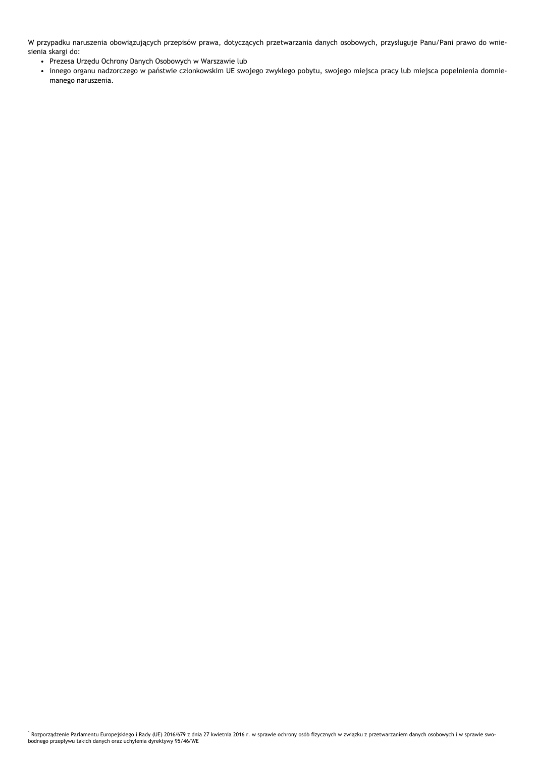W przypadku naruszenia obowiązujących przepisów prawa, dotyczących przetwarzania danych osobowych, przysługuje Panu/Pani prawo do wniesienia skargi do:

- Prezesa Urzędu Ochrony Danych Osobowych w Warszawie lub
- innego organu nadzorczego w państwie członkowskim UE swojego zwykłego pobytu, swojego miejsca pracy lub miejsca popełnienia domniemanego naruszenia.

[1] Rozporządzenie Parlamentu Europejskiego i Rady (UE) 2016/679 z dnia 27 kwietnia 2016 r. w sprawie ochrony osób fizycznych w związku z przetwarzaniem danych osobowych i w sprawie swobodnego przepływu takich danych oraz uchylenia dyrektywy 95/46/WE